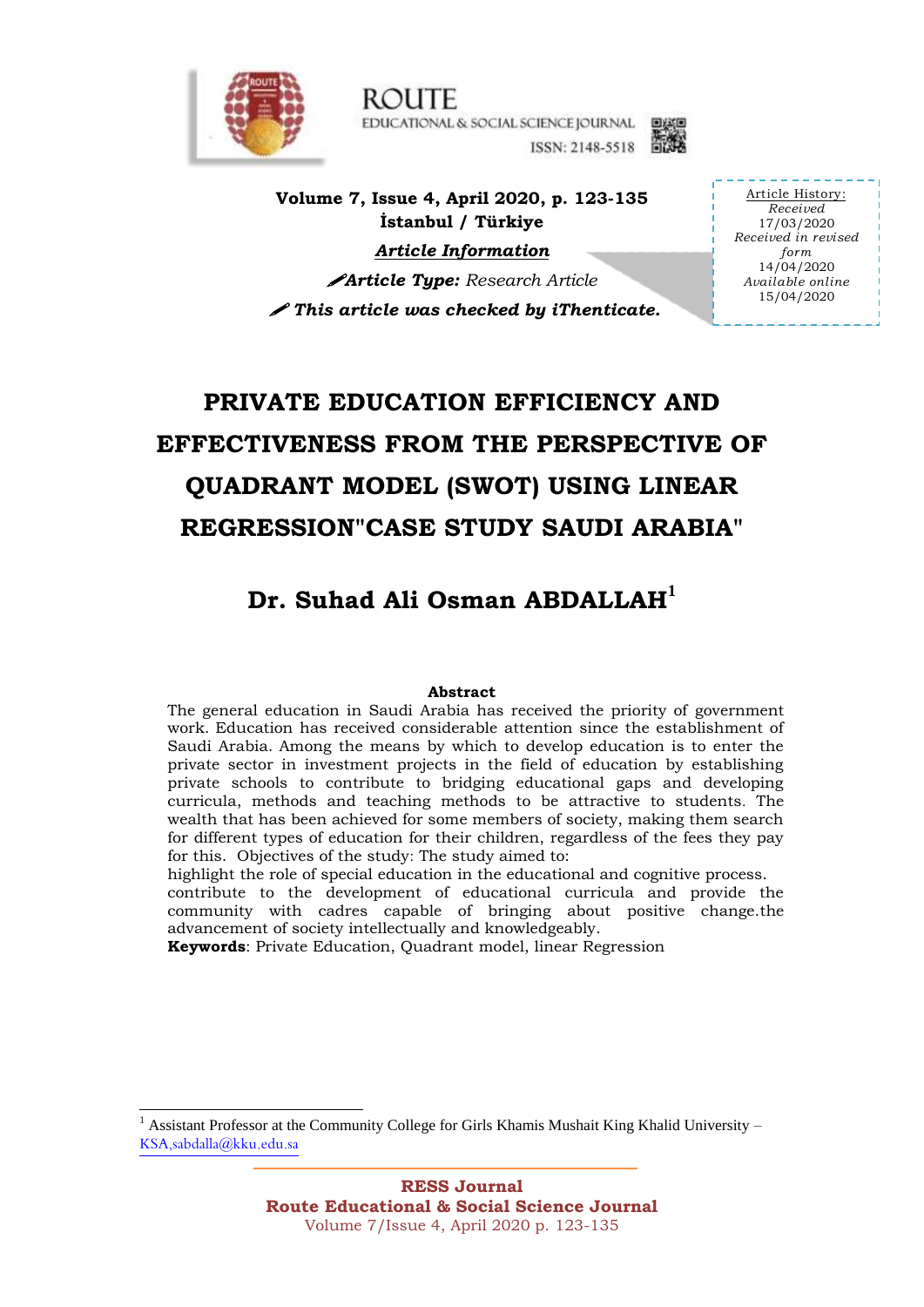ROUTE

EDUCATIONAL & SOCIAL SCIENCE JOURNAL

ISSN: 2148-5518

**Volume 7, Issue 4, April 2020, p. 123-135**
**İstanbul / Türkiye**

***Article Information***

***Article Type:*** *Research Article*

***This article was checked by iThenticate.***

Article History:
*Received*
17/03/2020
*Received in revised form*
14/04/2020
*Available online*
15/04/2020

# PRIVATE EDUCATION EFFICIENCY AND EFFECTIVENESS FROM THE PERSPECTIVE OF QUADRANT MODEL (SWOT) USING LINEAR REGRESSION"CASE STUDY SAUDI ARABIA"

## Dr. Suhad Ali Osman ABDALLAH[1]

**Abstract**

The general education in Saudi Arabia has received the priority of government work. Education has received considerable attention since the establishment of Saudi Arabia. Among the means by which to develop education is to enter the private sector in investment projects in the field of education by establishing private schools to contribute to bridging educational gaps and developing curricula, methods and teaching methods to be attractive to students. The wealth that has been achieved for some members of society, making them search for different types of education for their children, regardless of the fees they pay for this. Objectives of the study: The study aimed to:

highlight the role of special education in the educational and cognitive process.

contribute to the development of educational curricula and provide the community with cadres capable of bringing about positive change.the advancement of society intellectually and knowledgeably.

**Keywords**: Private Education, Quadrant model, linear Regression

---

[1] Assistant Professor at the Community College for Girls Khamis Mushait King Khalid University – KSA,sabdalla@kku.edu.sa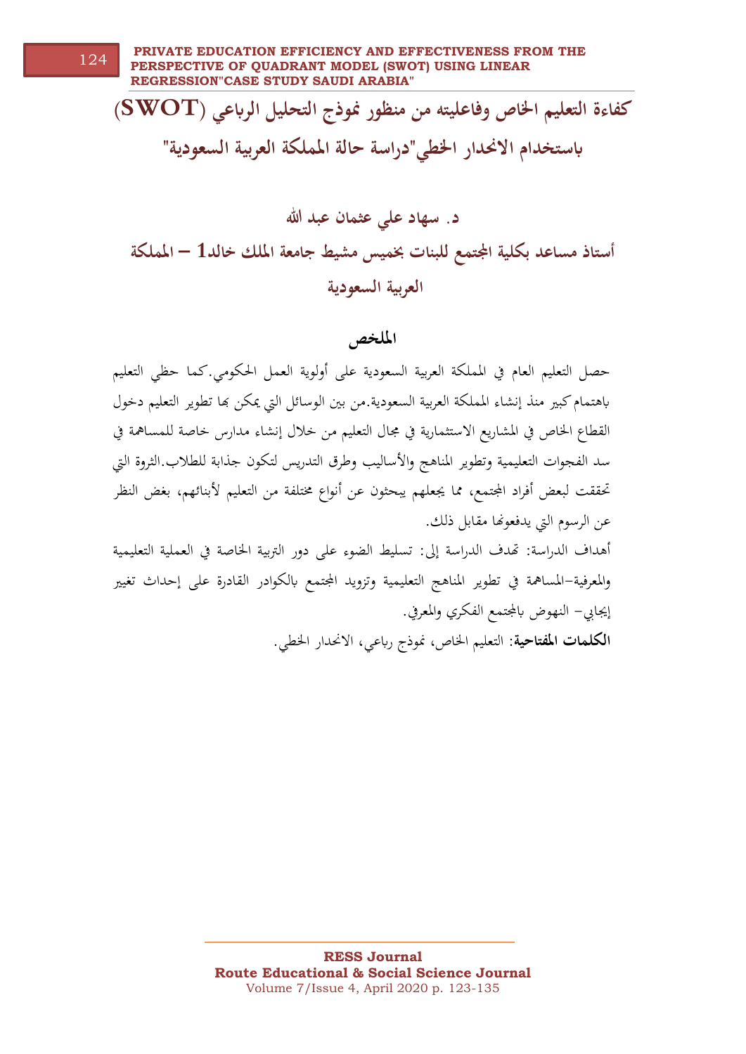# كفاءة التعليم الخاص وفاعليته من منظور نموذج التحليل الرباعي (SWOT) باستخدام الانحدار الخطي"دراسة حالة المملكة العربية السعودية"

**د. سهاد علي عثمان عبد الله**

**أستاذ مساعد بكلية المجتمع للبنات بخميس مشيط جامعة الملك خالد1 – المملكة العربية السعودية**

## الملخص

حصل التعليم العام في المملكة العربية السعودية على أولوية العمل الحكومي.كما حظي التعليم باهتمام كبير منذ إنشاء المملكة العربية السعودية.من بين الوسائل التي يمكن بها تطوير التعليم دخول القطاع الخاص في المشاريع الاستثمارية في مجال التعليم من خلال إنشاء مدارس خاصة للمساهمة في سد الفجوات التعليمية وتطوير المناهج والأساليب وطرق التدريس لتكون جذابة للطلاب.الثروة التي تحققت لبعض أفراد المجتمع، مما يجعلهم يبحثون عن أنواع مختلفة من التعليم لأبنائهم، بغض النظر عن الرسوم التي يدفعونها مقابل ذلك.

أهداف الدراسة: تهدف الدراسة إلى: تسليط الضوء على دور التربية الخاصة في العملية التعليمية والمعرفية–المساهمة في تطوير المناهج التعليمية وتزويد المجتمع بالكوادر القادرة على إحداث تغيير إيجابي– النهوض بالمجتمع الفكري والمعرفي.

**الكلمات المفتاحية**: التعليم الخاص، نموذج رباعي، الانحدار الخطي.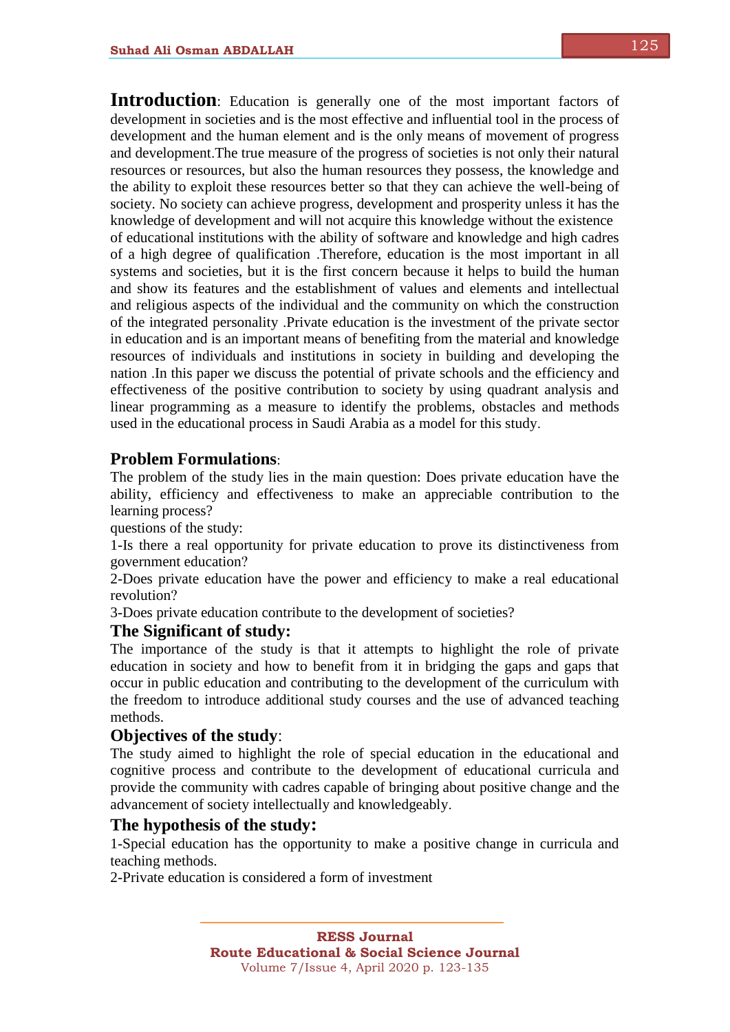**Introduction**: Education is generally one of the most important factors of development in societies and is the most effective and influential tool in the process of development and the human element and is the only means of movement of progress and development.The true measure of the progress of societies is not only their natural resources or resources, but also the human resources they possess, the knowledge and the ability to exploit these resources better so that they can achieve the well-being of society. No society can achieve progress, development and prosperity unless it has the knowledge of development and will not acquire this knowledge without the existence of educational institutions with the ability of software and knowledge and high cadres of a high degree of qualification .Therefore, education is the most important in all systems and societies, but it is the first concern because it helps to build the human and show its features and the establishment of values and elements and intellectual and religious aspects of the individual and the community on which the construction of the integrated personality .Private education is the investment of the private sector in education and is an important means of benefiting from the material and knowledge resources of individuals and institutions in society in building and developing the nation .In this paper we discuss the potential of private schools and the efficiency and effectiveness of the positive contribution to society by using quadrant analysis and linear programming as a measure to identify the problems, obstacles and methods used in the educational process in Saudi Arabia as a model for this study.

## Problem Formulations:

The problem of the study lies in the main question: Does private education have the ability, efficiency and effectiveness to make an appreciable contribution to the learning process?

questions of the study:

1-Is there a real opportunity for private education to prove its distinctiveness from government education?

2-Does private education have the power and efficiency to make a real educational revolution?

3-Does private education contribute to the development of societies?

## The Significant of study:

The importance of the study is that it attempts to highlight the role of private education in society and how to benefit from it in bridging the gaps and gaps that occur in public education and contributing to the development of the curriculum with the freedom to introduce additional study courses and the use of advanced teaching methods.

## Objectives of the study:

The study aimed to highlight the role of special education in the educational and cognitive process and contribute to the development of educational curricula and provide the community with cadres capable of bringing about positive change and the advancement of society intellectually and knowledgeably.

## The hypothesis of the study:

1-Special education has the opportunity to make a positive change in curricula and teaching methods.

2-Private education is considered a form of investment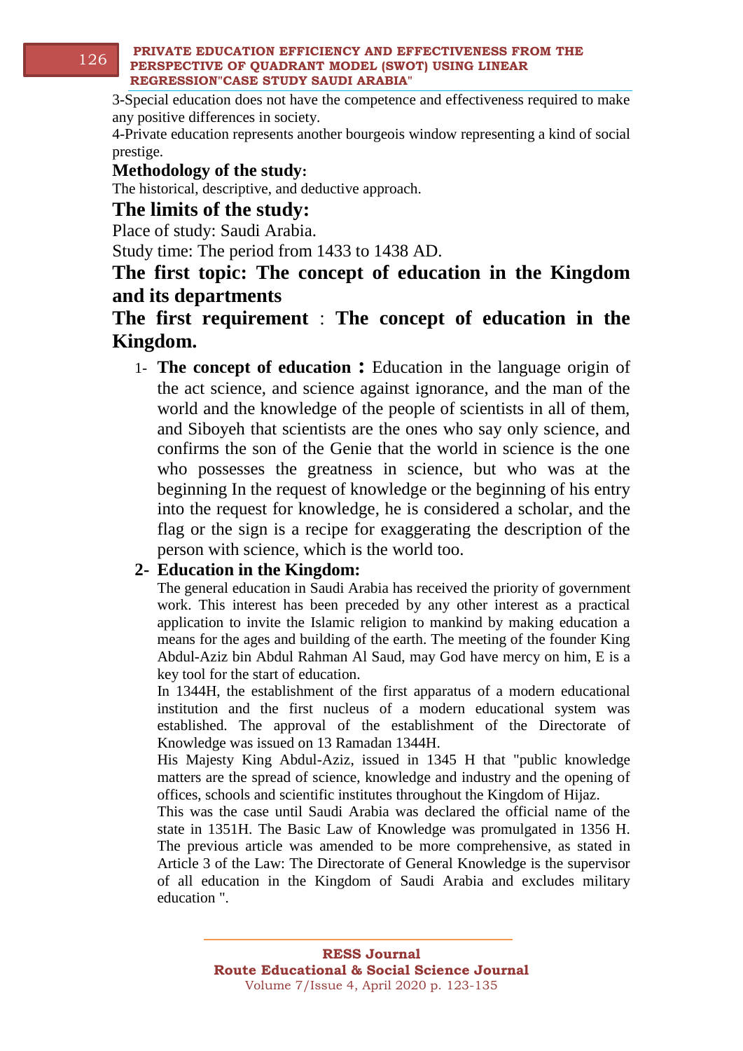3-Special education does not have the competence and effectiveness required to make any positive differences in society.

4-Private education represents another bourgeois window representing a kind of social prestige.

**Methodology of the study:**

The historical, descriptive, and deductive approach.

## The limits of the study:

Place of study: Saudi Arabia.

Study time: The period from 1433 to 1438 AD.

## The first topic: The concept of education in the Kingdom and its departments

## The first requirement : The concept of education in the Kingdom.

1- **The concept of education :** Education in the language origin of the act science, and science against ignorance, and the man of the world and the knowledge of the people of scientists in all of them, and Siboyeh that scientists are the ones who say only science, and confirms the son of the Genie that the world in science is the one who possesses the greatness in science, but who was at the beginning In the request of knowledge or the beginning of his entry into the request for knowledge, he is considered a scholar, and the flag or the sign is a recipe for exaggerating the description of the person with science, which is the world too.

2- **Education in the Kingdom:**

The general education in Saudi Arabia has received the priority of government work. This interest has been preceded by any other interest as a practical application to invite the Islamic religion to mankind by making education a means for the ages and building of the earth. The meeting of the founder King Abdul-Aziz bin Abdul Rahman Al Saud, may God have mercy on him, E is a key tool for the start of education.

In 1344H, the establishment of the first apparatus of a modern educational institution and the first nucleus of a modern educational system was established. The approval of the establishment of the Directorate of Knowledge was issued on 13 Ramadan 1344H.

His Majesty King Abdul-Aziz, issued in 1345 H that "public knowledge matters are the spread of science, knowledge and industry and the opening of offices, schools and scientific institutes throughout the Kingdom of Hijaz.

This was the case until Saudi Arabia was declared the official name of the state in 1351H. The Basic Law of Knowledge was promulgated in 1356 H. The previous article was amended to be more comprehensive, as stated in Article 3 of the Law: The Directorate of General Knowledge is the supervisor of all education in the Kingdom of Saudi Arabia and excludes military education ".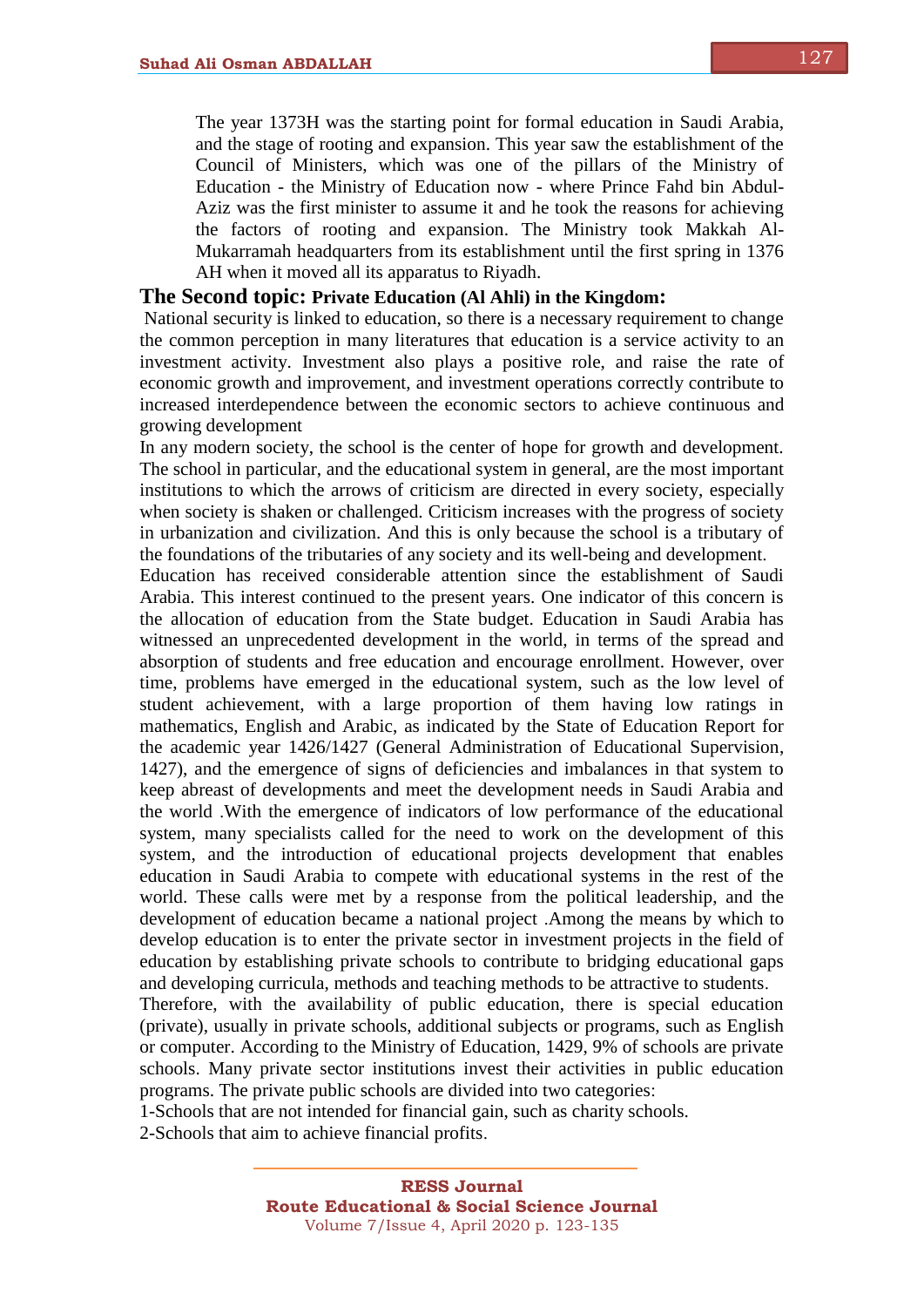The year 1373H was the starting point for formal education in Saudi Arabia, and the stage of rooting and expansion. This year saw the establishment of the Council of Ministers, which was one of the pillars of the Ministry of Education - the Ministry of Education now - where Prince Fahd bin Abdul-Aziz was the first minister to assume it and he took the reasons for achieving the factors of rooting and expansion. The Ministry took Makkah Al-Mukarramah headquarters from its establishment until the first spring in 1376 AH when it moved all its apparatus to Riyadh.

## The Second topic: Private Education (Al Ahli) in the Kingdom:

National security is linked to education, so there is a necessary requirement to change the common perception in many literatures that education is a service activity to an investment activity. Investment also plays a positive role, and raise the rate of economic growth and improvement, and investment operations correctly contribute to increased interdependence between the economic sectors to achieve continuous and growing development

In any modern society, the school is the center of hope for growth and development. The school in particular, and the educational system in general, are the most important institutions to which the arrows of criticism are directed in every society, especially when society is shaken or challenged. Criticism increases with the progress of society in urbanization and civilization. And this is only because the school is a tributary of the foundations of the tributaries of any society and its well-being and development.

Education has received considerable attention since the establishment of Saudi Arabia. This interest continued to the present years. One indicator of this concern is the allocation of education from the State budget. Education in Saudi Arabia has witnessed an unprecedented development in the world, in terms of the spread and absorption of students and free education and encourage enrollment. However, over time, problems have emerged in the educational system, such as the low level of student achievement, with a large proportion of them having low ratings in mathematics, English and Arabic, as indicated by the State of Education Report for the academic year 1426/1427 (General Administration of Educational Supervision, 1427), and the emergence of signs of deficiencies and imbalances in that system to keep abreast of developments and meet the development needs in Saudi Arabia and the world .With the emergence of indicators of low performance of the educational system, many specialists called for the need to work on the development of this system, and the introduction of educational projects development that enables education in Saudi Arabia to compete with educational systems in the rest of the world. These calls were met by a response from the political leadership, and the development of education became a national project .Among the means by which to develop education is to enter the private sector in investment projects in the field of education by establishing private schools to contribute to bridging educational gaps and developing curricula, methods and teaching methods to be attractive to students.

Therefore, with the availability of public education, there is special education (private), usually in private schools, additional subjects or programs, such as English or computer. According to the Ministry of Education, 1429, 9% of schools are private schools. Many private sector institutions invest their activities in public education programs. The private public schools are divided into two categories:

1-Schools that are not intended for financial gain, such as charity schools.

2-Schools that aim to achieve financial profits.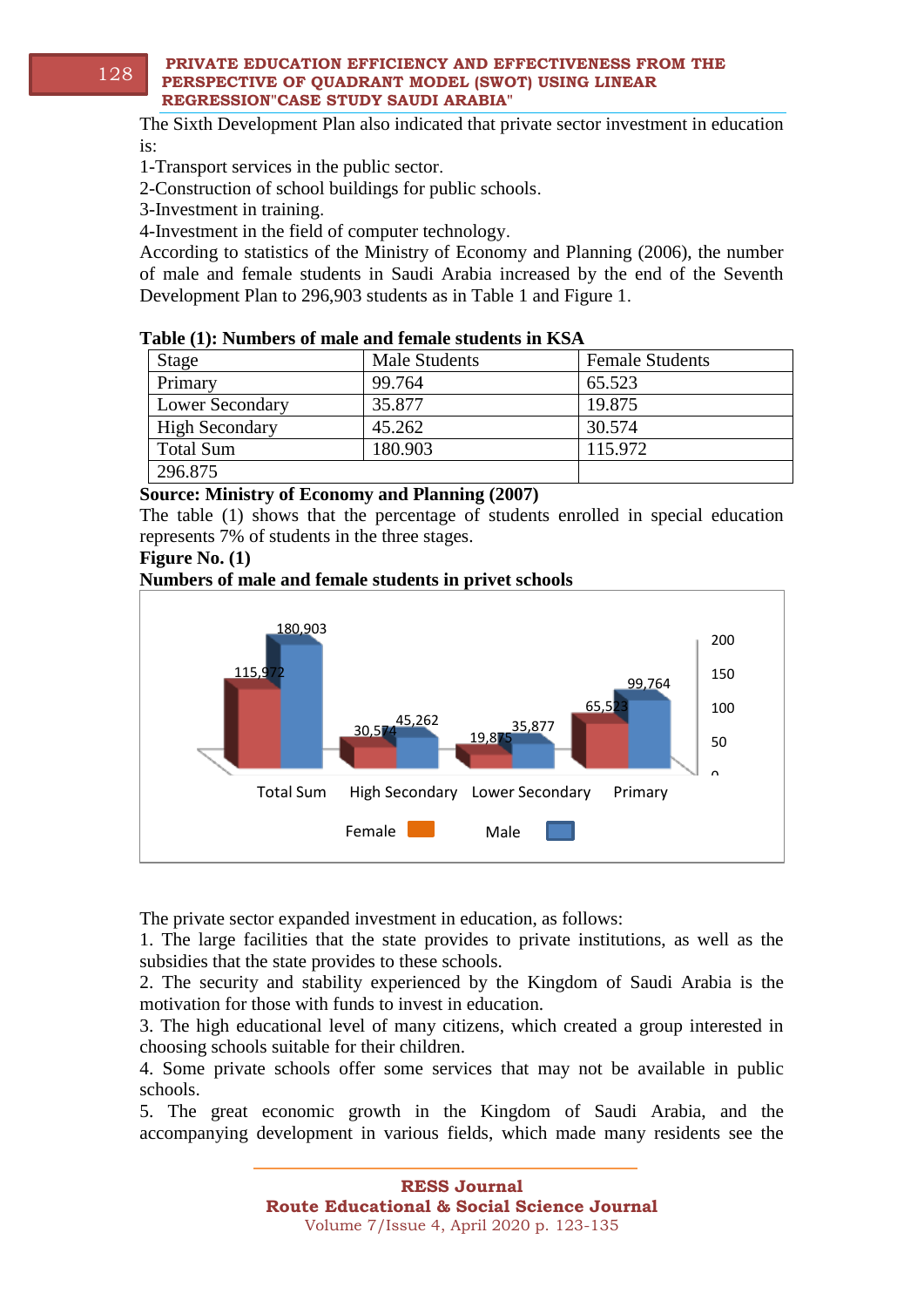The Sixth Development Plan also indicated that private sector investment in education is:

1-Transport services in the public sector.

2-Construction of school buildings for public schools.

3-Investment in training.

4-Investment in the field of computer technology.

According to statistics of the Ministry of Economy and Planning (2006), the number of male and female students in Saudi Arabia increased by the end of the Seventh Development Plan to 296,903 students as in Table 1 and Figure 1.

**Table (1): Numbers of male and female students in KSA**

| Stage | Male Students | Female Students |
|---|---|---|
| Primary | 99.764 | 65.523 |
| Lower Secondary | 35.877 | 19.875 |
| High Secondary | 45.262 | 30.574 |
| Total Sum | 180.903 | 115.972 |
| 296.875 | | |

**Source: Ministry of Economy and Planning (2007)**

The table (1) shows that the percentage of students enrolled in special education represents 7% of students in the three stages.

**Figure No. (1)**

**Numbers of male and female students in privet schools**

The private sector expanded investment in education, as follows:

1. The large facilities that the state provides to private institutions, as well as the subsidies that the state provides to these schools.
2. The security and stability experienced by the Kingdom of Saudi Arabia is the motivation for those with funds to invest in education.
3. The high educational level of many citizens, which created a group interested in choosing schools suitable for their children.
4. Some private schools offer some services that may not be available in public schools.
5. The great economic growth in the Kingdom of Saudi Arabia, and the accompanying development in various fields, which made many residents see the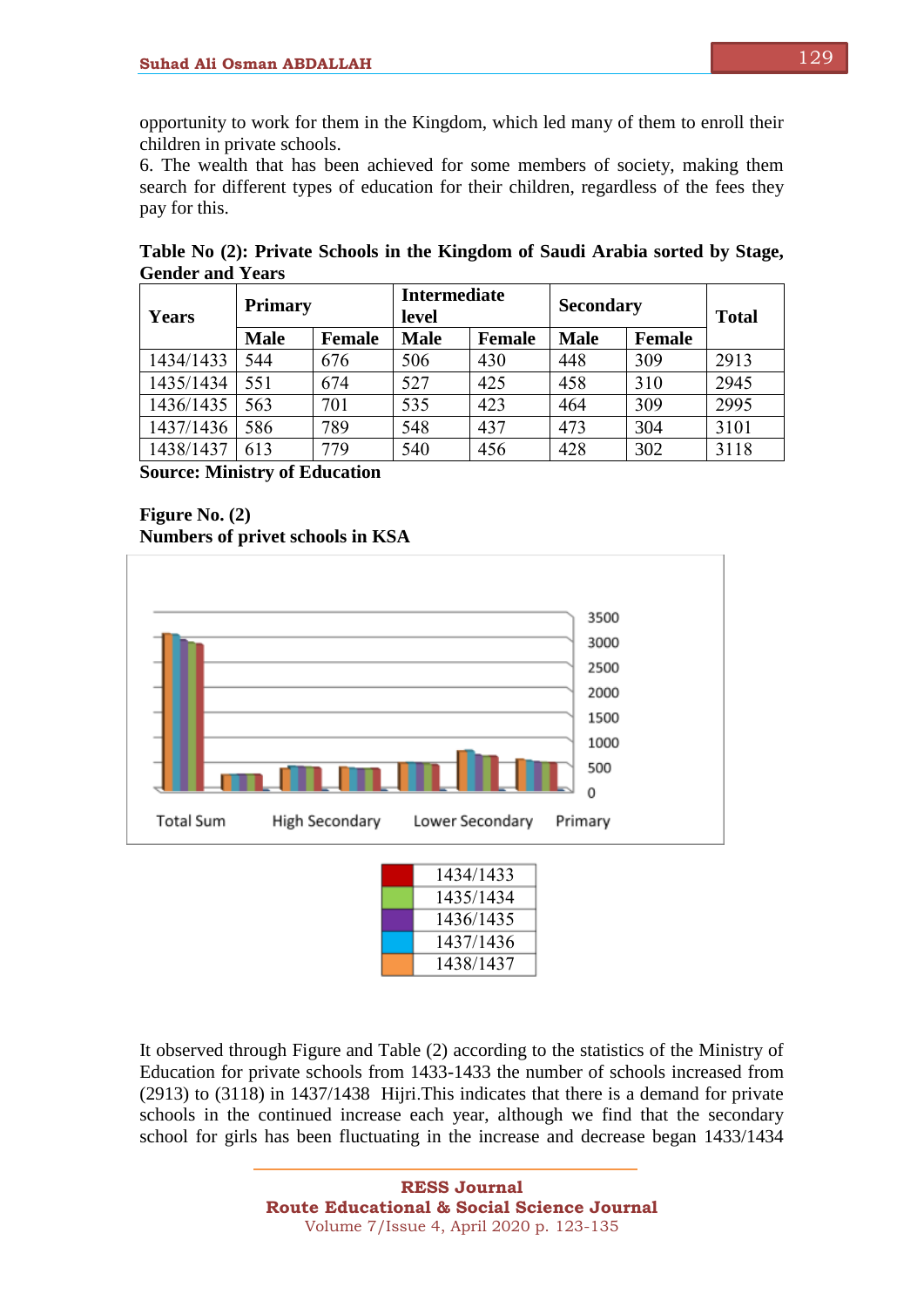opportunity to work for them in the Kingdom, which led many of them to enroll their children in private schools.

6. The wealth that has been achieved for some members of society, making them search for different types of education for their children, regardless of the fees they pay for this.

**Table No (2): Private Schools in the Kingdom of Saudi Arabia sorted by Stage, Gender and Years**

| Years | Primary | | Intermediate level | | Secondary | | Total |
|---|---|---|---|---|---|---|---|
| | Male | Female | Male | Female | Male | Female | |
| 1434/1433 | 544 | 676 | 506 | 430 | 448 | 309 | 2913 |
| 1435/1434 | 551 | 674 | 527 | 425 | 458 | 310 | 2945 |
| 1436/1435 | 563 | 701 | 535 | 423 | 464 | 309 | 2995 |
| 1437/1436 | 586 | 789 | 548 | 437 | 473 | 304 | 3101 |
| 1438/1437 | 613 | 779 | 540 | 456 | 428 | 302 | 3118 |

**Source: Ministry of Education**

**Figure No. (2)**
**Numbers of privet schools in KSA**

It observed through Figure and Table (2) according to the statistics of the Ministry of Education for private schools from 1433-1433 the number of schools increased from (2913) to (3118) in 1437/1438 Hijri.This indicates that there is a demand for private schools in the continued increase each year, although we find that the secondary school for girls has been fluctuating in the increase and decrease began 1433/1434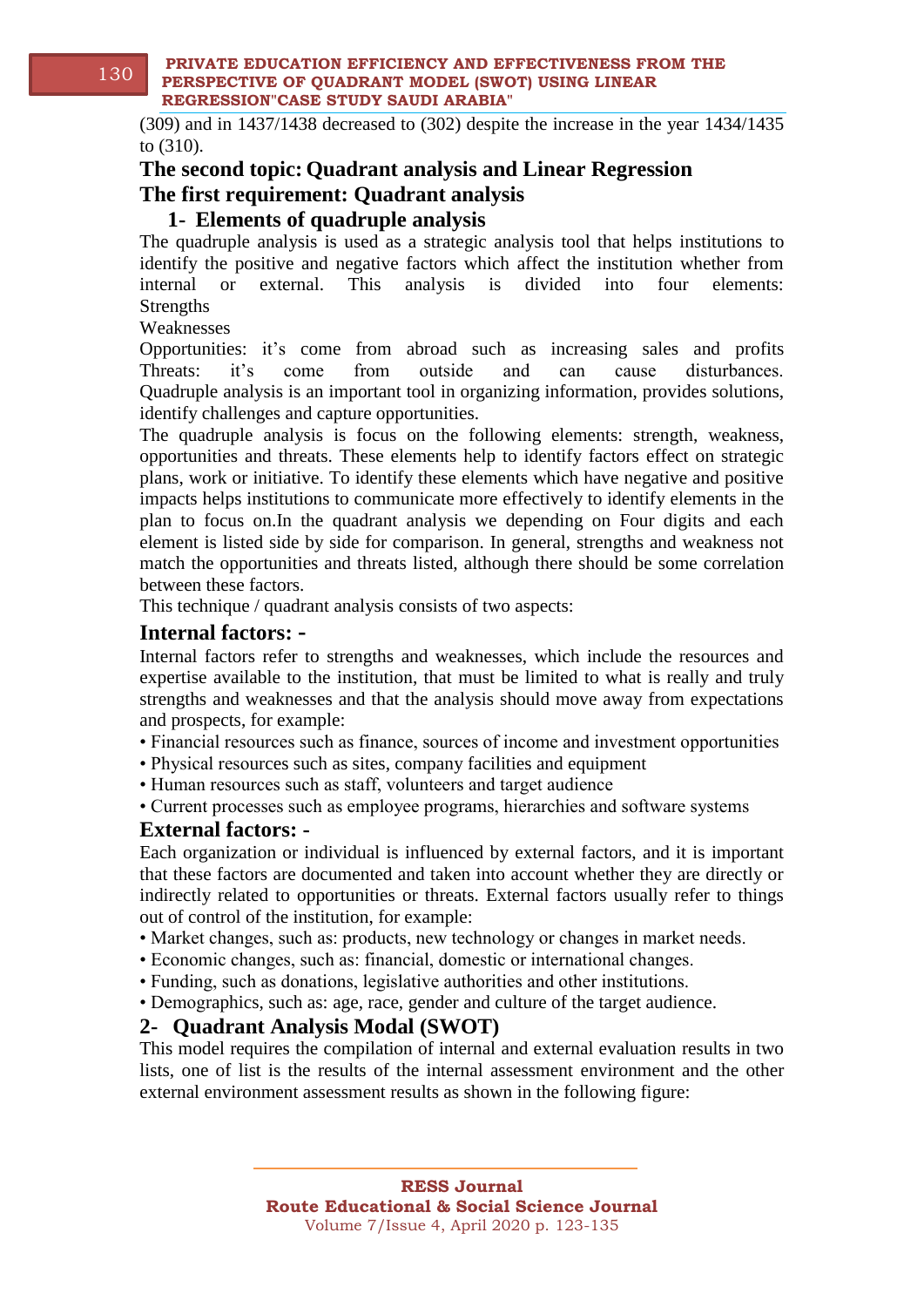(309) and in 1437/1438 decreased to (302) despite the increase in the year 1434/1435 to (310).

## The second topic: Quadrant analysis and Linear Regression

## The first requirement: Quadrant analysis

### 1- Elements of quadruple analysis

The quadruple analysis is used as a strategic analysis tool that helps institutions to identify the positive and negative factors which affect the institution whether from internal or external. This analysis is divided into four elements:

Strengths

Weaknesses

Opportunities: it's come from abroad such as increasing sales and profits

Threats: it's come from outside and can cause disturbances.

Quadruple analysis is an important tool in organizing information, provides solutions, identify challenges and capture opportunities.

The quadruple analysis is focus on the following elements: strength, weakness, opportunities and threats. These elements help to identify factors effect on strategic plans, work or initiative. To identify these elements which have negative and positive impacts helps institutions to communicate more effectively to identify elements in the plan to focus on.In the quadrant analysis we depending on Four digits and each element is listed side by side for comparison. In general, strengths and weakness not match the opportunities and threats listed, although there should be some correlation between these factors.

This technique / quadrant analysis consists of two aspects:

### Internal factors: -

Internal factors refer to strengths and weaknesses, which include the resources and expertise available to the institution, that must be limited to what is really and truly strengths and weaknesses and that the analysis should move away from expectations and prospects, for example:

- Financial resources such as finance, sources of income and investment opportunities
- Physical resources such as sites, company facilities and equipment
- Human resources such as staff, volunteers and target audience
- Current processes such as employee programs, hierarchies and software systems

### External factors: -

Each organization or individual is influenced by external factors, and it is important that these factors are documented and taken into account whether they are directly or indirectly related to opportunities or threats. External factors usually refer to things out of control of the institution, for example:

- Market changes, such as: products, new technology or changes in market needs.
- Economic changes, such as: financial, domestic or international changes.
- Funding, such as donations, legislative authorities and other institutions.
- Demographics, such as: age, race, gender and culture of the target audience.

### 2- Quadrant Analysis Modal (SWOT)

This model requires the compilation of internal and external evaluation results in two lists, one of list is the results of the internal assessment environment and the other external environment assessment results as shown in the following figure: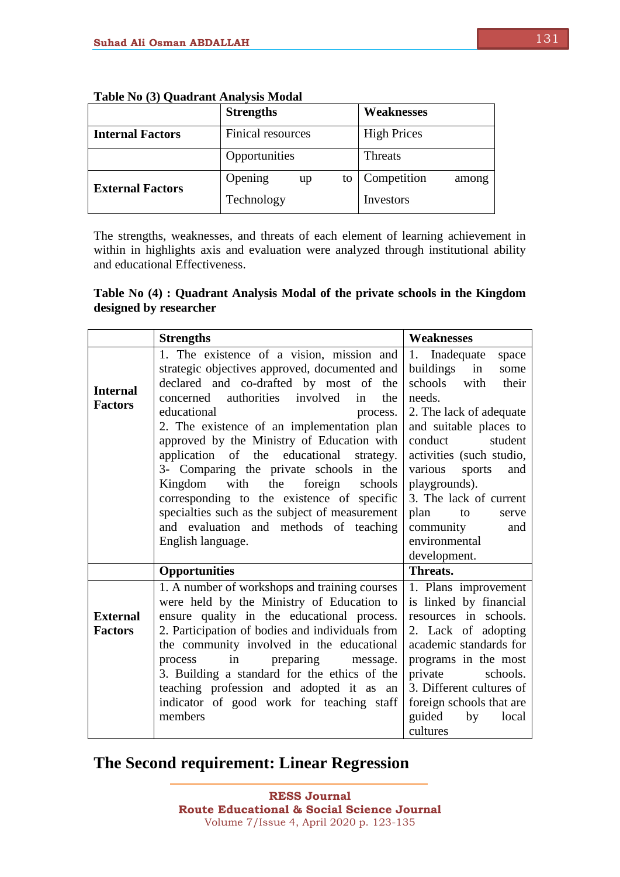**Table No (3) Quadrant Analysis Modal**

| | **Strengths** | **Weaknesses** |
|---|---|---|
| **Internal Factors** | Finical resources | High Prices |
| | Opportunities | Threats |
| **External Factors** | Opening up to Technology | Competition among Investors |

The strengths, weaknesses, and threats of each element of learning achievement in within in highlights axis and evaluation were analyzed through institutional ability and educational Effectiveness.

**Table No (4) : Quadrant Analysis Modal of the private schools in the Kingdom designed by researcher**

| | **Strengths** | **Weaknesses** |
|---|---|---|
| **Internal Factors** | 1. The existence of a vision, mission and strategic objectives approved, documented and declared and co-drafted by most of the concerned authorities involved in the educational process. 2. The existence of an implementation plan approved by the Ministry of Education with application of the educational strategy. 3- Comparing the private schools in the Kingdom with the foreign schools corresponding to the existence of specific specialties such as the subject of measurement and evaluation and methods of teaching English language. | 1. Inadequate space buildings in some schools with their needs. 2. The lack of adequate and suitable places to conduct student activities (such studio, various sports and playgrounds). 3. The lack of current plan to serve community and environmental development. |
| | **Opportunities** | **Threats.** |
| **External Factors** | 1. A number of workshops and training courses were held by the Ministry of Education to ensure quality in the educational process. 2. Participation of bodies and individuals from the community involved in the educational process in preparing message. 3. Building a standard for the ethics of the teaching profession and adopted it as an indicator of good work for teaching staff members | 1. Plans improvement is linked by financial resources in schools. 2. Lack of adopting academic standards for programs in the most private schools. 3. Different cultures of foreign schools that are guided by local cultures |

## The Second requirement: Linear Regression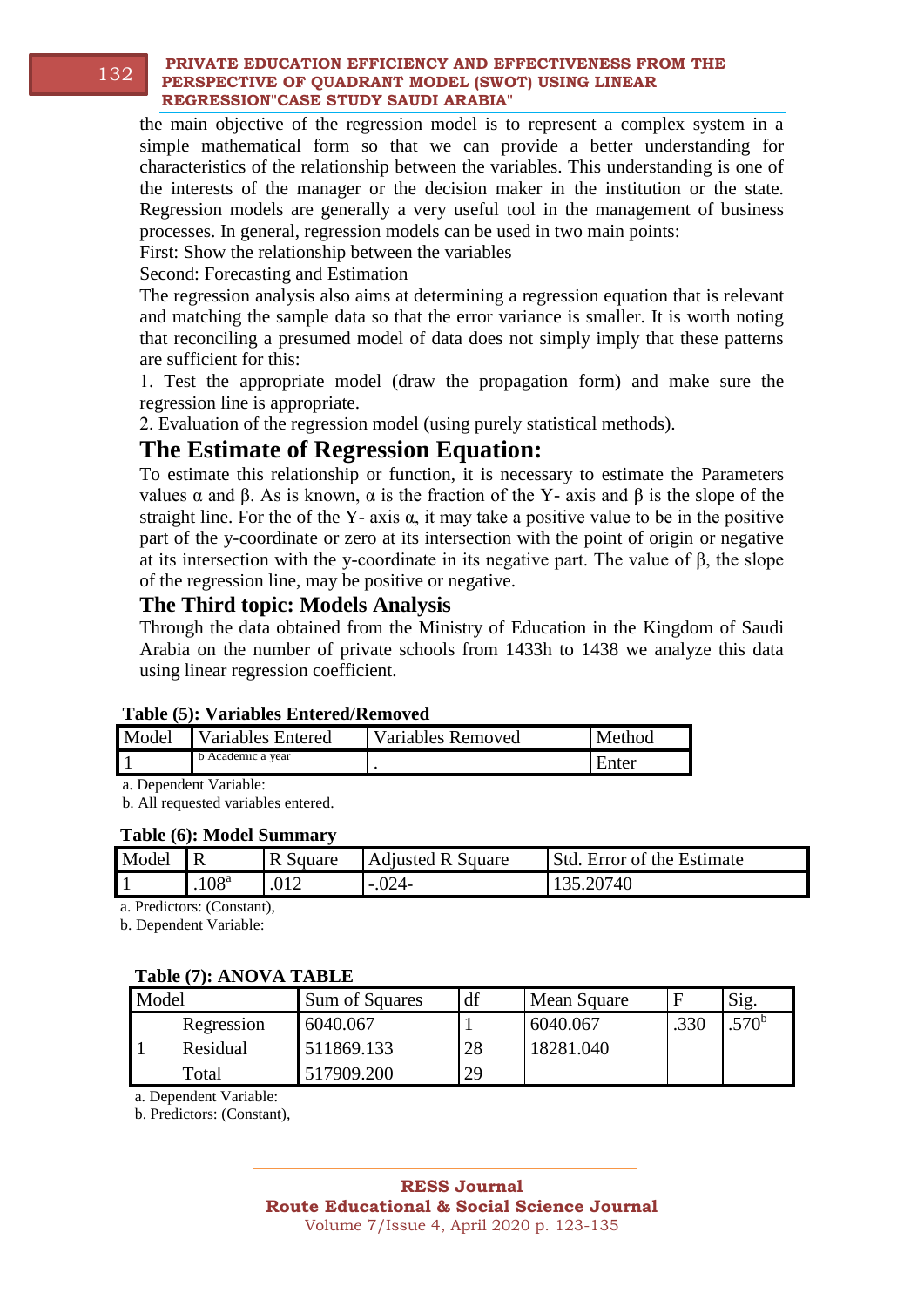the main objective of the regression model is to represent a complex system in a simple mathematical form so that we can provide a better understanding for characteristics of the relationship between the variables. This understanding is one of the interests of the manager or the decision maker in the institution or the state. Regression models are generally a very useful tool in the management of business processes. In general, regression models can be used in two main points:

First: Show the relationship between the variables

Second: Forecasting and Estimation

The regression analysis also aims at determining a regression equation that is relevant and matching the sample data so that the error variance is smaller. It is worth noting that reconciling a presumed model of data does not simply imply that these patterns are sufficient for this:

1. Test the appropriate model (draw the propagation form) and make sure the regression line is appropriate.
2. Evaluation of the regression model (using purely statistical methods).

## The Estimate of Regression Equation:

To estimate this relationship or function, it is necessary to estimate the Parameters values α and β. As is known, α is the fraction of the Y- axis and β is the slope of the straight line. For the of the Y- axis α, it may take a positive value to be in the positive part of the y-coordinate or zero at its intersection with the point of origin or negative at its intersection with the y-coordinate in its negative part. The value of β, the slope of the regression line, may be positive or negative.

## The Third topic: Models Analysis

Through the data obtained from the Ministry of Education in the Kingdom of Saudi Arabia on the number of private schools from 1433h to 1438 we analyze this data using linear regression coefficient.

**Table (5): Variables Entered/Removed**

| Model | Variables Entered | Variables Removed | Method |
|---|---|---|---|
| 1 | b Academic a year | . | Enter |

a. Dependent Variable:

b. All requested variables entered.

**Table (6): Model Summary**

| Model | R | R Square | Adjusted R Square | Std. Error of the Estimate |
|---|---|---|---|---|
| 1 | .108[a] | .012 | -.024- | 135.20740 |

a. Predictors: (Constant),

b. Dependent Variable:

**Table (7): ANOVA TABLE**

| Model | | Sum of Squares | df | Mean Square | F | Sig. |
|---|---|---|---|---|---|---|
| 1 | Regression | 6040.067 | 1 | 6040.067 | .330 | .570[b] |
| | Residual | 511869.133 | 28 | 18281.040 | | |
| | Total | 517909.200 | 29 | | | |

a. Dependent Variable:

b. Predictors: (Constant),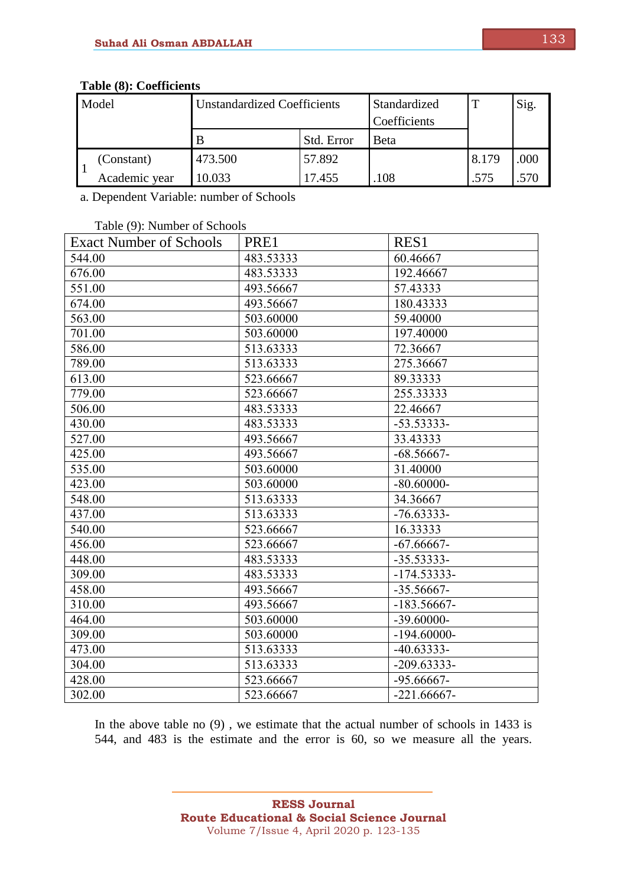**Table (8): Coefficients**

| Model | | Unstandardized Coefficients | | Standardized Coefficients | T | Sig. |
|---|---|---|---|---|---|---|
| | | B | Std. Error | Beta | | |
| 1 | (Constant) | 473.500 | 57.892 | | 8.179 | .000 |
| | Academic year | 10.033 | 17.455 | .108 | .575 | .570 |

a. Dependent Variable: number of Schools

Table (9): Number of Schools

| Exact Number of Schools | PRE1 | RES1 |
|---|---|---|
| 544.00 | 483.53333 | 60.46667 |
| 676.00 | 483.53333 | 192.46667 |
| 551.00 | 493.56667 | 57.43333 |
| 674.00 | 493.56667 | 180.43333 |
| 563.00 | 503.60000 | 59.40000 |
| 701.00 | 503.60000 | 197.40000 |
| 586.00 | 513.63333 | 72.36667 |
| 789.00 | 513.63333 | 275.36667 |
| 613.00 | 523.66667 | 89.33333 |
| 779.00 | 523.66667 | 255.33333 |
| 506.00 | 483.53333 | 22.46667 |
| 430.00 | 483.53333 | -53.53333- |
| 527.00 | 493.56667 | 33.43333 |
| 425.00 | 493.56667 | -68.56667- |
| 535.00 | 503.60000 | 31.40000 |
| 423.00 | 503.60000 | -80.60000- |
| 548.00 | 513.63333 | 34.36667 |
| 437.00 | 513.63333 | -76.63333- |
| 540.00 | 523.66667 | 16.33333 |
| 456.00 | 523.66667 | -67.66667- |
| 448.00 | 483.53333 | -35.53333- |
| 309.00 | 483.53333 | -174.53333- |
| 458.00 | 493.56667 | -35.56667- |
| 310.00 | 493.56667 | -183.56667- |
| 464.00 | 503.60000 | -39.60000- |
| 309.00 | 503.60000 | -194.60000- |
| 473.00 | 513.63333 | -40.63333- |
| 304.00 | 513.63333 | -209.63333- |
| 428.00 | 523.66667 | -95.66667- |
| 302.00 | 523.66667 | -221.66667- |

In the above table no (9) , we estimate that the actual number of schools in 1433 is 544, and 483 is the estimate and the error is 60, so we measure all the years.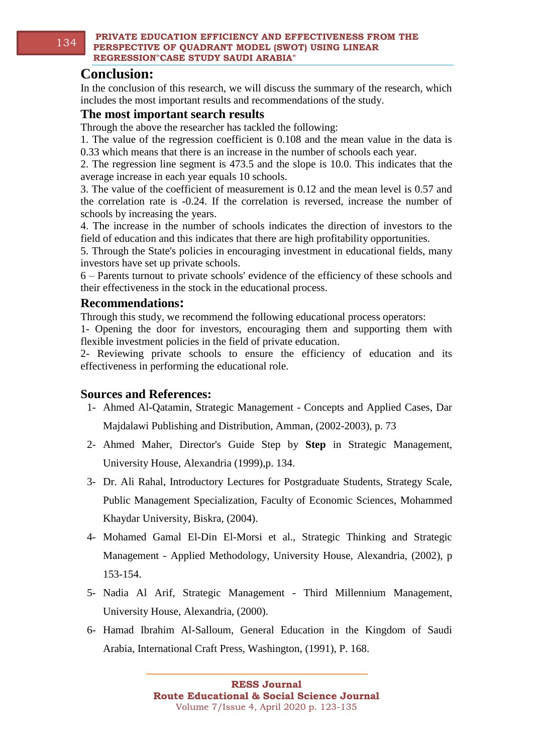## Conclusion:

In the conclusion of this research, we will discuss the summary of the research, which includes the most important results and recommendations of the study.

### The most important search results

Through the above the researcher has tackled the following:

1. The value of the regression coefficient is 0.108 and the mean value in the data is 0.33 which means that there is an increase in the number of schools each year.
2. The regression line segment is 473.5 and the slope is 10.0. This indicates that the average increase in each year equals 10 schools.
3. The value of the coefficient of measurement is 0.12 and the mean level is 0.57 and the correlation rate is -0.24. If the correlation is reversed, increase the number of schools by increasing the years.
4. The increase in the number of schools indicates the direction of investors to the field of education and this indicates that there are high profitability opportunities.
5. Through the State's policies in encouraging investment in educational fields, many investors have set up private schools.

6 – Parents turnout to private schools' evidence of the efficiency of these schools and their effectiveness in the stock in the educational process.

### Recommendations:

Through this study, we recommend the following educational process operators:

1- Opening the door for investors, encouraging them and supporting them with flexible investment policies in the field of private education.

2- Reviewing private schools to ensure the efficiency of education and its effectiveness in performing the educational role.

### Sources and References:

1- Ahmed Al-Qatamin, Strategic Management - Concepts and Applied Cases, Dar Majdalawi Publishing and Distribution, Amman, (2002-2003), p. 73

2- Ahmed Maher, Director's Guide Step by **Step** in Strategic Management, University House, Alexandria (1999),p. 134.

3- Dr. Ali Rahal, Introductory Lectures for Postgraduate Students, Strategy Scale, Public Management Specialization, Faculty of Economic Sciences, Mohammed Khaydar University, Biskra, (2004).

4- Mohamed Gamal El-Din El-Morsi et al., Strategic Thinking and Strategic Management - Applied Methodology, University House, Alexandria, (2002), p 153-154.

5- Nadia Al Arif, Strategic Management - Third Millennium Management, University House, Alexandria, (2000).

6- Hamad Ibrahim Al-Salloum, General Education in the Kingdom of Saudi Arabia, International Craft Press, Washington, (1991), P. 168.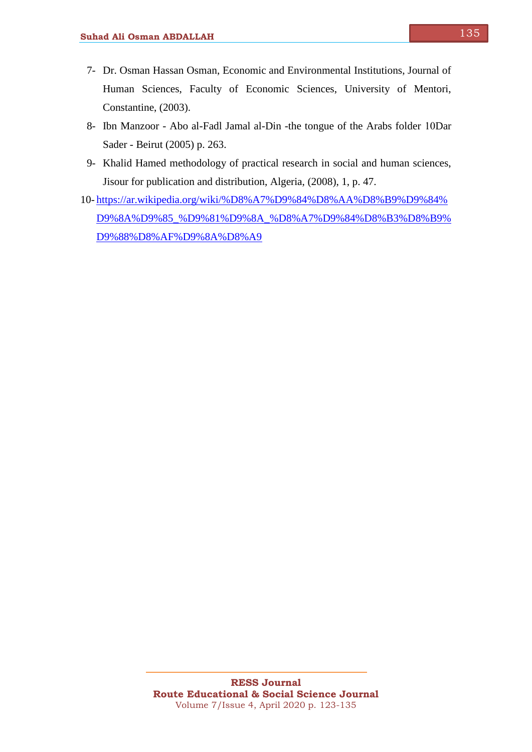7- Dr. Osman Hassan Osman, Economic and Environmental Institutions, Journal of Human Sciences, Faculty of Economic Sciences, University of Mentori, Constantine, (2003).
8- Ibn Manzoor - Abo al-Fadl Jamal al-Din -the tongue of the Arabs folder 10Dar Sader - Beirut (2005) p. 263.
9- Khalid Hamed methodology of practical research in social and human sciences, Jisour for publication and distribution, Algeria, (2008), 1, p. 47.
10- https://ar.wikipedia.org/wiki/%D8%A7%D9%84%D8%AA%D8%B9%D9%84%D9%8A%D9%85_%D9%81%D9%8A_%D8%A7%D9%84%D8%B3%D8%B9%D9%88%D8%AF%D9%8A%D8%A9